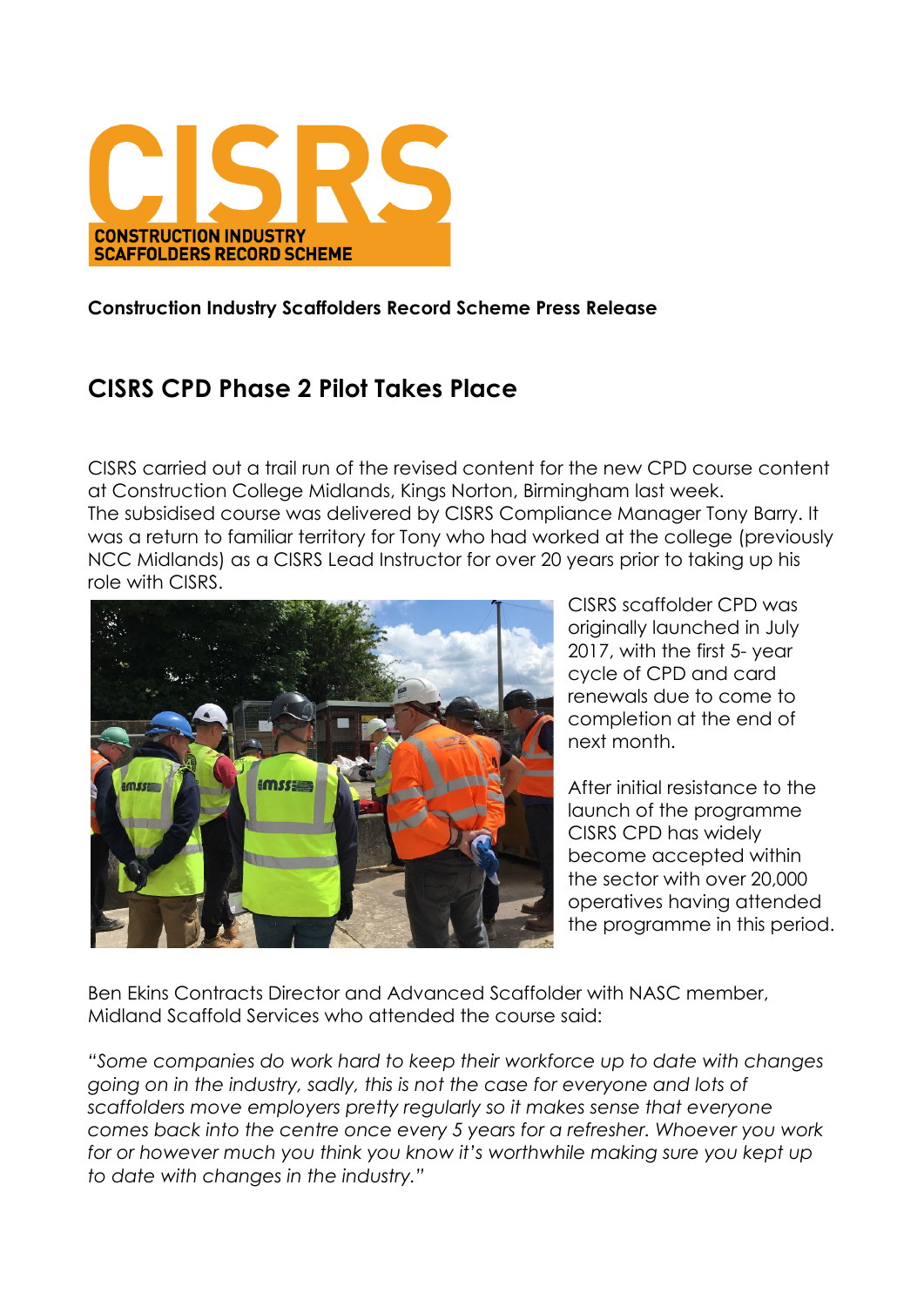# CISRS

**CONSTRUCTION INDUSTRY SCAFFOLDERS RECORD SCHEME**

**Construction Industry Scaffolders Record Scheme Press Release**

## CISRS CPD Phase 2 Pilot Takes Place

CISRS carried out a trail run of the revised content for the new CPD course content at Construction College Midlands, Kings Norton, Birmingham last week. The subsidised course was delivered by CISRS Compliance Manager Tony Barry. It was a return to familiar territory for Tony who had worked at the college (previously NCC Midlands) as a CISRS Lead Instructor for over 20 years prior to taking up his role with CISRS.

CISRS scaffolder CPD was originally launched in July 2017, with the first 5- year cycle of CPD and card renewals due to come to completion at the end of next month.

After initial resistance to the launch of the programme CISRS CPD has widely become accepted within the sector with over 20,000 operatives having attended the programme in this period.

Ben Ekins Contracts Director and Advanced Scaffolder with NASC member, Midland Scaffold Services who attended the course said:

*"Some companies do work hard to keep their workforce up to date with changes going on in the industry, sadly, this is not the case for everyone and lots of scaffolders move employers pretty regularly so it makes sense that everyone comes back into the centre once every 5 years for a refresher. Whoever you work for or however much you think you know it's worthwhile making sure you kept up to date with changes in the industry."*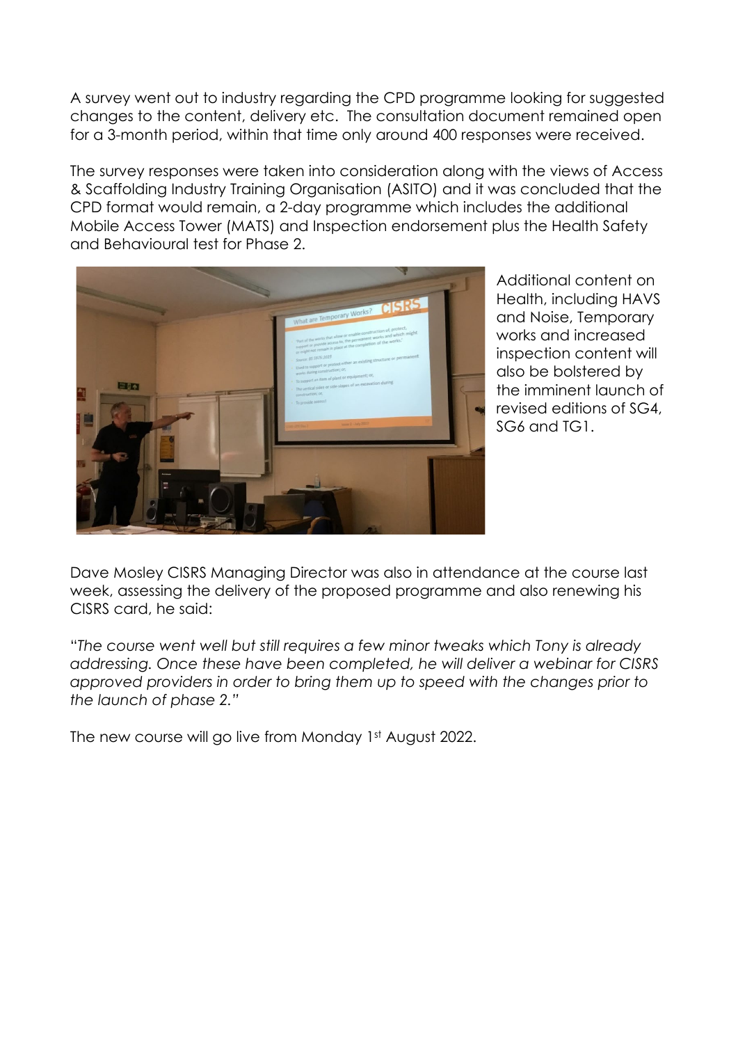A survey went out to industry regarding the CPD programme looking for suggested changes to the content, delivery etc. The consultation document remained open for a 3-month period, within that time only around 400 responses were received.

The survey responses were taken into consideration along with the views of Access & Scaffolding Industry Training Organisation (ASITO) and it was concluded that the CPD format would remain, a 2-day programme which includes the additional Mobile Access Tower (MATS) and Inspection endorsement plus the Health Safety and Behavioural test for Phase 2.

Additional content on Health, including HAVS and Noise, Temporary works and increased inspection content will also be bolstered by the imminent launch of revised editions of SG4, SG6 and TG1.

Dave Mosley CISRS Managing Director was also in attendance at the course last week, assessing the delivery of the proposed programme and also renewing his CISRS card, he said:

*"The course went well but still requires a few minor tweaks which Tony is already addressing. Once these have been completed, he will deliver a webinar for CISRS approved providers in order to bring them up to speed with the changes prior to the launch of phase 2."*

The new course will go live from Monday 1st August 2022.